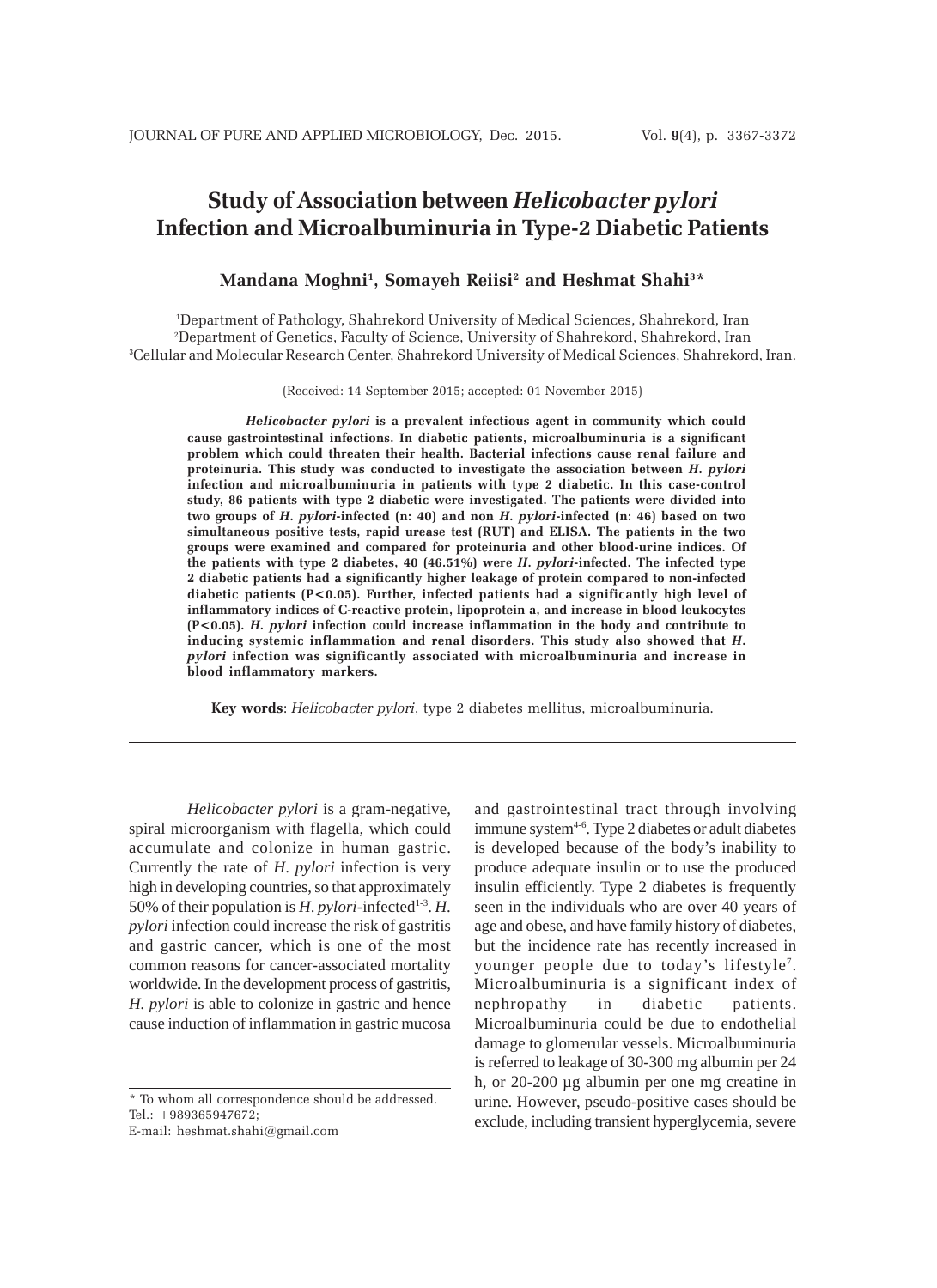# Study of Association between *Helicobacter pylori* Infection and Microalbuminuria in Type-2 Diabetic Patients

**Mandana Moghni[1], Somayeh Reiisi[2] and Heshmat Shahi[3]***

[1]Department of Pathology, Shahrekord University of Medical Sciences, Shahrekord, Iran
[2]Department of Genetics, Faculty of Science, University of Shahrekord, Shahrekord, Iran
[3]Cellular and Molecular Research Center, Shahrekord University of Medical Sciences, Shahrekord, Iran.

(Received: 14 September 2015; accepted: 01 November 2015)

***Helicobacter pylori* is a prevalent infectious agent in community which could cause gastrointestinal infections. In diabetic patients, microalbuminuria is a significant problem which could threaten their health. Bacterial infections cause renal failure and proteinuria. This study was conducted to investigate the association between *H. pylori* infection and microalbuminuria in patients with type 2 diabetic. In this case-control study, 86 patients with type 2 diabetic were investigated. The patients were divided into two groups of *H. pylori*-infected (n: 40) and non *H. pylori*-infected (n: 46) based on two simultaneous positive tests, rapid urease test (RUT) and ELISA. The patients in the two groups were examined and compared for proteinuria and other blood-urine indices. Of the patients with type 2 diabetes, 40 (46.51%) were *H. pylori*-infected. The infected type 2 diabetic patients had a significantly higher leakage of protein compared to non-infected diabetic patients ($P<0.05$). Further, infected patients had a significantly high level of inflammatory indices of C-reactive protein, lipoprotein a, and increase in blood leukocytes ($P<0.05$). *H. pylori* infection could increase inflammation in the body and contribute to inducing systemic inflammation and renal disorders. This study also showed that *H. pylori* infection was significantly associated with microalbuminuria and increase in blood inflammatory markers.**

**Key words**: *Helicobacter pylori*, type 2 diabetes mellitus, microalbuminuria.

---

*Helicobacter pylori* is a gram-negative, spiral microorganism with flagella, which could accumulate and colonize in human gastric. Currently the rate of *H. pylori* infection is very high in developing countries, so that approximately 50% of their population is *H. pylori*-infected[1-3]. *H. pylori* infection could increase the risk of gastritis and gastric cancer, which is one of the most common reasons for cancer-associated mortality worldwide. In the development process of gastritis, *H. pylori* is able to colonize in gastric and hence cause induction of inflammation in gastric mucosa and gastrointestinal tract through involving immune system[4-6]. Type 2 diabetes or adult diabetes is developed because of the body's inability to produce adequate insulin or to use the produced insulin efficiently. Type 2 diabetes is frequently seen in the individuals who are over 40 years of age and obese, and have family history of diabetes, but the incidence rate has recently increased in younger people due to today's lifestyle[7]. Microalbuminuria is a significant index of nephropathy in diabetic patients. Microalbuminuria could be due to endothelial damage to glomerular vessels. Microalbuminuria is referred to leakage of 30-300 mg albumin per 24 h, or 20-200 µg albumin per one mg creatine in urine. However, pseudo-positive cases should be exclude, including transient hyperglycemia, severe

---

* To whom all correspondence should be addressed.
Tel.: +989365947672;
E-mail: heshmat.shahi@gmail.com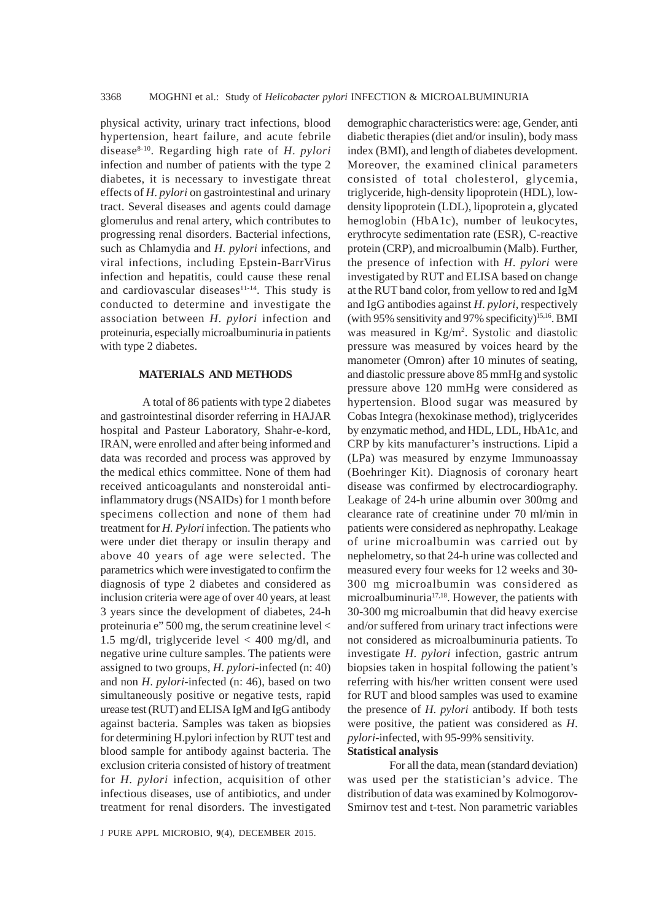physical activity, urinary tract infections, blood hypertension, heart failure, and acute febrile disease[8-10]. Regarding high rate of *H. pylori* infection and number of patients with the type 2 diabetes, it is necessary to investigate threat effects of *H. pylori* on gastrointestinal and urinary tract. Several diseases and agents could damage glomerulus and renal artery, which contributes to progressing renal disorders. Bacterial infections, such as Chlamydia and *H. pylori* infections, and viral infections, including Epstein-BarrVirus infection and hepatitis, could cause these renal and cardiovascular diseases[11-14]. This study is conducted to determine and investigate the association between *H. pylori* infection and proteinuria, especially microalbuminuria in patients with type 2 diabetes.

## MATERIALS AND METHODS

A total of 86 patients with type 2 diabetes and gastrointestinal disorder referring in HAJAR hospital and Pasteur Laboratory, Shahr-e-kord, IRAN, were enrolled and after being informed and data was recorded and process was approved by the medical ethics committee. None of them had received anticoagulants and nonsteroidal anti-inflammatory drugs (NSAIDs) for 1 month before specimens collection and none of them had treatment for *H. Pylori* infection. The patients who were under diet therapy or insulin therapy and above 40 years of age were selected. The parametrics which were investigated to confirm the diagnosis of type 2 diabetes and considered as inclusion criteria were age of over 40 years, at least 3 years since the development of diabetes, 24-h proteinuria e" 500 mg, the serum creatinine level < 1.5 mg/dl, triglyceride level < 400 mg/dl, and negative urine culture samples. The patients were assigned to two groups, *H. pylori*-infected (n: 40) and non *H. pylori*-infected (n: 46), based on two simultaneously positive or negative tests, rapid urease test (RUT) and ELISA IgM and IgG antibody against bacteria. Samples was taken as biopsies for determining H.pylori infection by RUT test and blood sample for antibody against bacteria. The exclusion criteria consisted of history of treatment for *H. pylori* infection, acquisition of other infectious diseases, use of antibiotics, and under treatment for renal disorders. The investigated demographic characteristics were: age, Gender, anti diabetic therapies (diet and/or insulin), body mass index (BMI), and length of diabetes development. Moreover, the examined clinical parameters consisted of total cholesterol, glycemia, triglyceride, high-density lipoprotein (HDL), low-density lipoprotein (LDL), lipoprotein a, glycated hemoglobin (HbA1c), number of leukocytes, erythrocyte sedimentation rate (ESR), C-reactive protein (CRP), and microalbumin (Malb). Further, the presence of infection with *H. pylori* were investigated by RUT and ELISA based on change at the RUT band color, from yellow to red and IgM and IgG antibodies against *H. pylori*, respectively (with 95% sensitivity and 97% specificity)[15,16]. BMI was measured in $Kg/m^2$. Systolic and diastolic pressure was measured by voices heard by the manometer (Omron) after 10 minutes of seating, and diastolic pressure above 85 mmHg and systolic pressure above 120 mmHg were considered as hypertension. Blood sugar was measured by Cobas Integra (hexokinase method), triglycerides by enzymatic method, and HDL, LDL, HbA1c, and CRP by kits manufacturer's instructions. Lipid a (LPa) was measured by enzyme Immunoassay (Boehringer Kit). Diagnosis of coronary heart disease was confirmed by electrocardiography. Leakage of 24-h urine albumin over 300mg and clearance rate of creatinine under 70 ml/min in patients were considered as nephropathy. Leakage of urine microalbumin was carried out by nephelometry, so that 24-h urine was collected and measured every four weeks for 12 weeks and 30-300 mg microalbumin was considered as microalbuminuria[17,18]. However, the patients with 30-300 mg microalbumin that did heavy exercise and/or suffered from urinary tract infections were not considered as microalbuminuria patients. To investigate *H. pylori* infection, gastric antrum biopsies taken in hospital following the patient's referring with his/her written consent were used for RUT and blood samples was used to examine the presence of *H. pylori* antibody. If both tests were positive, the patient was considered as *H. pylori*-infected, with 95-99% sensitivity.

### Statistical analysis

For all the data, mean (standard deviation) was used per the statistician's advice. The distribution of data was examined by Kolmogorov-Smirnov test and t-test. Non parametric variables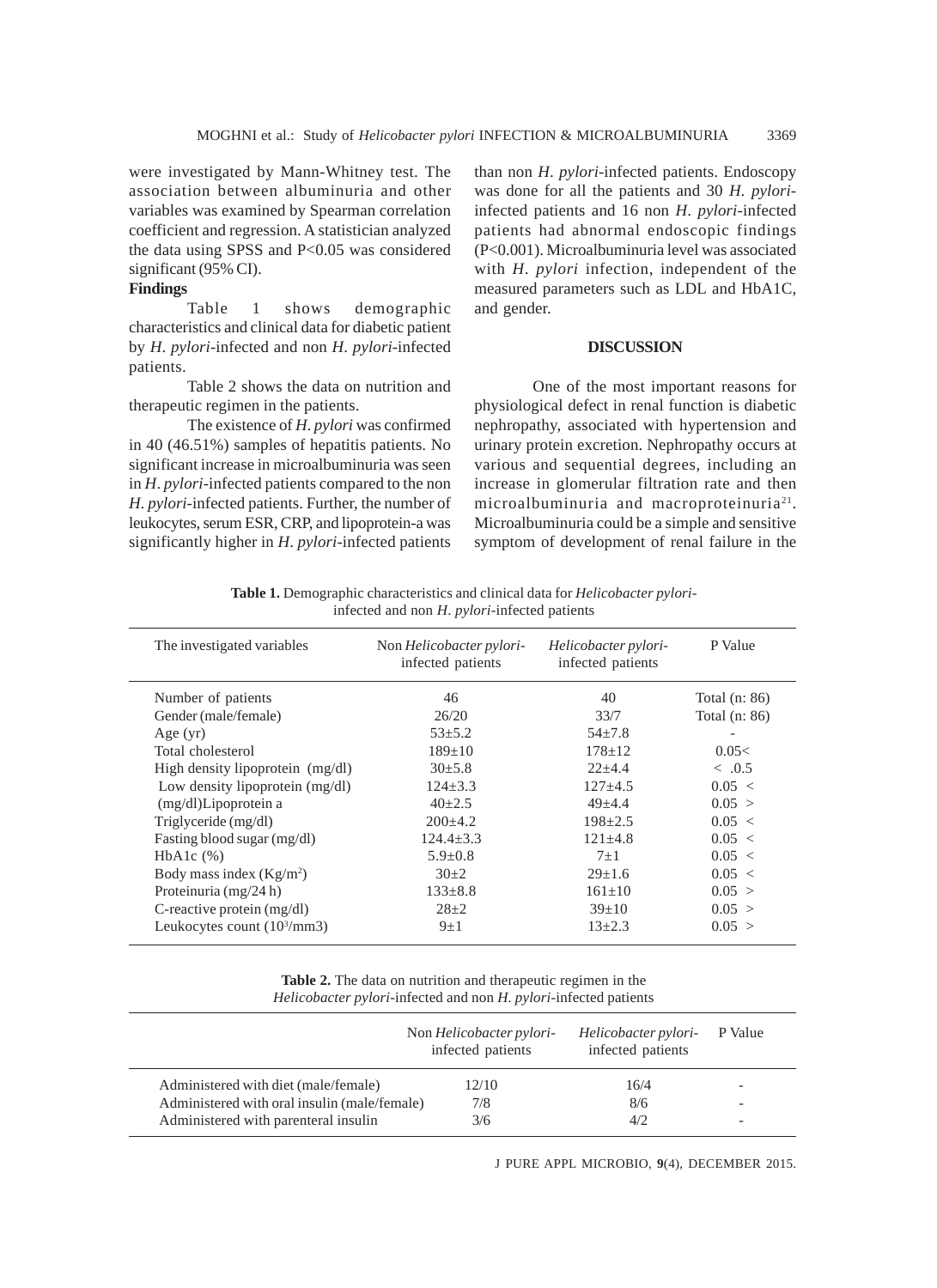were investigated by Mann-Whitney test. The association between albuminuria and other variables was examined by Spearman correlation coefficient and regression. A statistician analyzed the data using SPSS and P<0.05 was considered significant (95% CI).

**Findings**

Table 1 shows demographic characteristics and clinical data for diabetic patient by *H. pylori*-infected and non *H. pylori*-infected patients.

Table 2 shows the data on nutrition and therapeutic regimen in the patients.

The existence of *H. pylori* was confirmed in 40 (46.51%) samples of hepatitis patients. No significant increase in microalbuminuria was seen in *H. pylori*-infected patients compared to the non *H. pylori*-infected patients. Further, the number of leukocytes, serum ESR, CRP, and lipoprotein-a was significantly higher in *H. pylori*-infected patients than non *H. pylori*-infected patients. Endoscopy was done for all the patients and 30 *H. pylori*-infected patients and 16 non *H. pylori*-infected patients had abnormal endoscopic findings (P<0.001). Microalbuminuria level was associated with *H. pylori* infection, independent of the measured parameters such as LDL and HbA1C, and gender.

## DISCUSSION

One of the most important reasons for physiological defect in renal function is diabetic nephropathy, associated with hypertension and urinary protein excretion. Nephropathy occurs at various and sequential degrees, including an increase in glomerular filtration rate and then microalbuminuria and macroproteinuria[21]. Microalbuminuria could be a simple and sensitive symptom of development of renal failure in the

**Table 1.** Demographic characteristics and clinical data for *Helicobacter pylori*-infected and non *H. pylori*-infected patients

| The investigated variables | Non *Helicobacter pylori*-infected patients | *Helicobacter pylori*-infected patients | P Value |
|---|---|---|---|
| Number of patients | 46 | 40 | Total (n: 86) |
| Gender (male/female) | 26/20 | 33/7 | Total (n: 86) |
| Age (yr) | 53±5.2 | 54±7.8 | - |
| Total cholesterol | 189±10 | 178±12 | 0.05< |
| High density lipoprotein (mg/dl) | 30±5.8 | 22±4.4 | < .0.5 |
| Low density lipoprotein (mg/dl) | 124±3.3 | 127±4.5 | 0.05 < |
| (mg/dl)Lipoprotein a | 40±2.5 | 49±4.4 | 0.05 > |
| Triglyceride (mg/dl) | 200±4.2 | 198±2.5 | 0.05 < |
| Fasting blood sugar (mg/dl) | 124.4±3.3 | 121±4.8 | 0.05 < |
| HbA1c (%) | 5.9±0.8 | 7±1 | 0.05 < |
| Body mass index (Kg/m$^2$) | 30±2 | 29±1.6 | 0.05 < |
| Proteinuria (mg/24 h) | 133±8.8 | 161±10 | 0.05 > |
| C-reactive protein (mg/dl) | 28±2 | 39±10 | 0.05 > |
| Leukocytes count (10$^3$/mm3) | 9±1 | 13±2.3 | 0.05 > |

**Table 2.** The data on nutrition and therapeutic regimen in the *Helicobacter pylori*-infected and non *H. pylori*-infected patients

| | Non *Helicobacter pylori*-infected patients | *Helicobacter pylori*-infected patients | P Value |
|---|---|---|---|
| Administered with diet (male/female) | 12/10 | 16/4 | - |
| Administered with oral insulin (male/female) | 7/8 | 8/6 | - |
| Administered with parenteral insulin | 3/6 | 4/2 | - |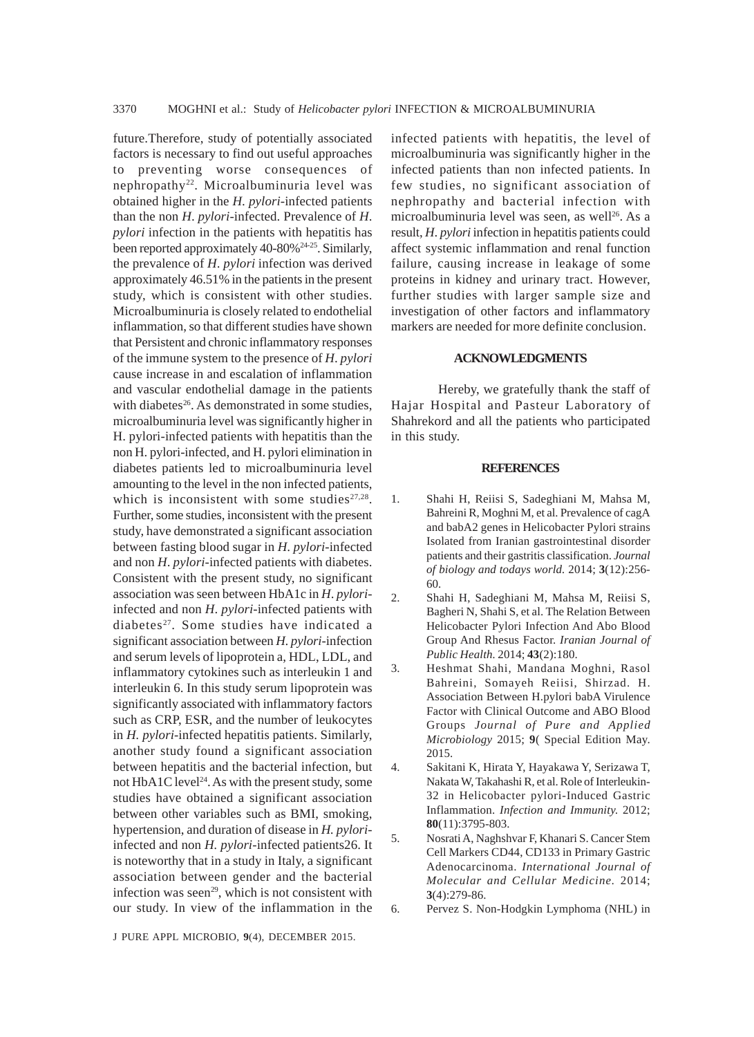future.Therefore, study of potentially associated factors is necessary to find out useful approaches to preventing worse consequences of nephropathy[22]. Microalbuminuria level was obtained higher in the *H. pylori*-infected patients than the non *H. pylori*-infected. Prevalence of *H. pylori* infection in the patients with hepatitis has been reported approximately 40-80%[24-25]. Similarly, the prevalence of *H. pylori* infection was derived approximately 46.51% in the patients in the present study, which is consistent with other studies. Microalbuminuria is closely related to endothelial inflammation, so that different studies have shown that Persistent and chronic inflammatory responses of the immune system to the presence of *H. pylori* cause increase in and escalation of inflammation and vascular endothelial damage in the patients with diabetes[26]. As demonstrated in some studies, microalbuminuria level was significantly higher in H. pylori-infected patients with hepatitis than the non H. pylori-infected, and H. pylori elimination in diabetes patients led to microalbuminuria level amounting to the level in the non infected patients, which is inconsistent with some studies[27,28]. Further, some studies, inconsistent with the present study, have demonstrated a significant association between fasting blood sugar in *H. pylori*-infected and non *H. pylori*-infected patients with diabetes. Consistent with the present study, no significant association was seen between HbA1c in *H. pylori*-infected and non *H. pylori*-infected patients with diabetes[27]. Some studies have indicated a significant association between *H. pylori*-infection and serum levels of lipoprotein a, HDL, LDL, and inflammatory cytokines such as interleukin 1 and interleukin 6. In this study serum lipoprotein was significantly associated with inflammatory factors such as CRP, ESR, and the number of leukocytes in *H. pylori*-infected hepatitis patients. Similarly, another study found a significant association between hepatitis and the bacterial infection, but not HbA1C level[24]. As with the present study, some studies have obtained a significant association between other variables such as BMI, smoking, hypertension, and duration of disease in *H. pylori*-infected and non *H. pylori*-infected patients26. It is noteworthy that in a study in Italy, a significant association between gender and the bacterial infection was seen[29], which is not consistent with our study. In view of the inflammation in the infected patients with hepatitis, the level of microalbuminuria was significantly higher in the infected patients than non infected patients. In few studies, no significant association of nephropathy and bacterial infection with microalbuminuria level was seen, as well[26]. As a result, *H. pylori* infection in hepatitis patients could affect systemic inflammation and renal function failure, causing increase in leakage of some proteins in kidney and urinary tract. However, further studies with larger sample size and investigation of other factors and inflammatory markers are needed for more definite conclusion.

## ACKNOWLEDGMENTS

Hereby, we gratefully thank the staff of Hajar Hospital and Pasteur Laboratory of Shahrekord and all the patients who participated in this study.

## REFERENCES

1. Shahi H, Reiisi S, Sadeghiani M, Mahsa M, Bahreini R, Moghni M, et al. Prevalence of cagA and babA2 genes in Helicobacter Pylori strains Isolated from Iranian gastrointestinal disorder patients and their gastritis classification. *Journal of biology and todays world.* 2014; **3**(12):256-60.
2. Shahi H, Sadeghiani M, Mahsa M, Reiisi S, Bagheri N, Shahi S, et al. The Relation Between Helicobacter Pylori Infection And Abo Blood Group And Rhesus Factor. *Iranian Journal of Public Health.* 2014; **43**(2):180.
3. Heshmat Shahi, Mandana Moghni, Rasol Bahreini, Somayeh Reiisi, Shirzad. H. Association Between H.pylori babA Virulence Factor with Clinical Outcome and ABO Blood Groups *Journal of Pure and Applied Microbiology* 2015; **9**( Special Edition May. 2015.
4. Sakitani K, Hirata Y, Hayakawa Y, Serizawa T, Nakata W, Takahashi R, et al. Role of Interleukin-32 in Helicobacter pylori-Induced Gastric Inflammation. *Infection and Immunity.* 2012; **80**(11):3795-803.
5. Nosrati A, Naghshvar F, Khanari S. Cancer Stem Cell Markers CD44, CD133 in Primary Gastric Adenocarcinoma. *International Journal of Molecular and Cellular Medicine.* 2014; **3**(4):279-86.
6. Pervez S. Non-Hodgkin Lymphoma (NHL) in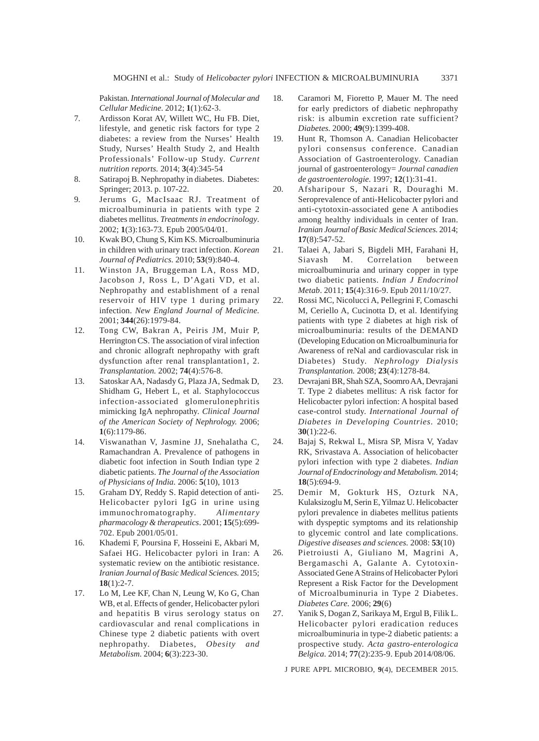Pakistan. *International Journal of Molecular and Cellular Medicine.* 2012; **1**(1):62-3.

7. Ardisson Korat AV, Willett WC, Hu FB. Diet, lifestyle, and genetic risk factors for type 2 diabetes: a review from the Nurses' Health Study, Nurses' Health Study 2, and Health Professionals' Follow-up Study. *Current nutrition reports.* 2014; **3**(4):345-54
8. Satirapoj B. Nephropathy in diabetes. Diabetes: Springer; 2013. p. 107-22.
9. Jerums G, MacIsaac RJ. Treatment of microalbuminuria in patients with type 2 diabetes mellitus. *Treatments in endocrinology*. 2002; **1**(3):163-73. Epub 2005/04/01.
10. Kwak BO, Chung S, Kim KS. Microalbuminuria in children with urinary tract infection. *Korean Journal of Pediatrics.* 2010; **53**(9):840-4.
11. Winston JA, Bruggeman LA, Ross MD, Jacobson J, Ross L, D'Agati VD, et al. Nephropathy and establishment of a renal reservoir of HIV type 1 during primary infection. *New England Journal of Medicine.* 2001; **344**(26):1979-84.
12. Tong CW, Bakran A, Peiris JM, Muir P, Herrington CS. The association of viral infection and chronic allograft nephropathy with graft dysfunction after renal transplantation1, 2. *Transplantation.* 2002; **74**(4):576-8.
13. Satoskar AA, Nadasdy G, Plaza JA, Sedmak D, Shidham G, Hebert L, et al. Staphylococcus infection-associated glomerulonephritis mimicking IgA nephropathy. *Clinical Journal of the American Society of Nephrology.* 2006; **1**(6):1179-86.
14. Viswanathan V, Jasmine JJ, Snehalatha C, Ramachandran A. Prevalence of pathogens in diabetic foot infection in South Indian type 2 diabetic patients. *The Journal of the Association of Physicians of India.* 2006: **5**(10), 1013
15. Graham DY, Reddy S. Rapid detection of anti-Helicobacter pylori IgG in urine using immunochromatography. *Alimentary pharmacology & therapeutics*. 2001; **15**(5):699-702. Epub 2001/05/01.
16. Khademi F, Poursina F, Hosseini E, Akbari M, Safaei HG. Helicobacter pylori in Iran: A systematic review on the antibiotic resistance. *Iranian Journal of Basic Medical Sciences.* 2015; **18**(1):2-7.
17. Lo M, Lee KF, Chan N, Leung W, Ko G, Chan WB, et al. Effects of gender, Helicobacter pylori and hepatitis B virus serology status on cardiovascular and renal complications in Chinese type 2 diabetic patients with overt nephropathy. Diabetes, *Obesity and Metabolism.* 2004; **6**(3):223-30.
18. Caramori M, Fioretto P, Mauer M. The need for early predictors of diabetic nephropathy risk: is albumin excretion rate sufficient? *Diabetes.* 2000; **49**(9):1399-408.
19. Hunt R, Thomson A. Canadian Helicobacter pylori consensus conference. Canadian Association of Gastroenterology. Canadian journal of gastroenterology= *Journal canadien de gastroenterologie.* 1997; **12**(1):31-41.
20. Afsharipour S, Nazari R, Douraghi M. Seroprevalence of anti-Helicobacter pylori and anti-cytotoxin-associated gene A antibodies among healthy individuals in center of Iran. *Iranian Journal of Basic Medical Sciences.* 2014; **17**(8):547-52.
21. Talaei A, Jabari S, Bigdeli MH, Farahani H, Siavash M. Correlation between microalbuminuria and urinary copper in type two diabetic patients. *Indian J Endocrinol Metab*. 2011; **15**(4):316-9. Epub 2011/10/27.
22. Rossi MC, Nicolucci A, Pellegrini F, Comaschi M, Ceriello A, Cucinotta D, et al. Identifying patients with type 2 diabetes at high risk of microalbuminuria: results of the DEMAND (Developing Education on Microalbuminuria for Awareness of reNal and cardiovascular risk in Diabetes) Study. *Nephrology Dialysis Transplantation.* 2008; **23**(4):1278-84.
23. Devrajani BR, Shah SZA, Soomro AA, Devrajani T. Type 2 diabetes mellitus: A risk factor for Helicobacter pylori infection: A hospital based case-control study. *International Journal of Diabetes in Developing Countries*. 2010; **30**(1):22-6.
24. Bajaj S, Rekwal L, Misra SP, Misra V, Yadav RK, Srivastava A. Association of helicobacter pylori infection with type 2 diabetes. *Indian Journal of Endocrinology and Metabolism.* 2014; **18**(5):694-9.
25. Demir M, Gokturk HS, Ozturk NA, Kulaksizoglu M, Serin E, Yilmaz U. Helicobacter pylori prevalence in diabetes mellitus patients with dyspeptic symptoms and its relationship to glycemic control and late complications. *Digestive diseases and sciences.* 2008: **53**(10)
26. Pietroiusti A, Giuliano M, Magrini A, Bergamaschi A, Galante A. Cytotoxin-Associated Gene A Strains of Helicobacter Pylori Represent a Risk Factor for the Development of Microalbuminuria in Type 2 Diabetes. *Diabetes Care.* 2006; **29**(6)
27. Yanik S, Dogan Z, Sarikaya M, Ergul B, Filik L. Helicobacter pylori eradication reduces microalbuminuria in type-2 diabetic patients: a prospective study. *Acta gastro-enterologica Belgica.* 2014; **77**(2):235-9. Epub 2014/08/06.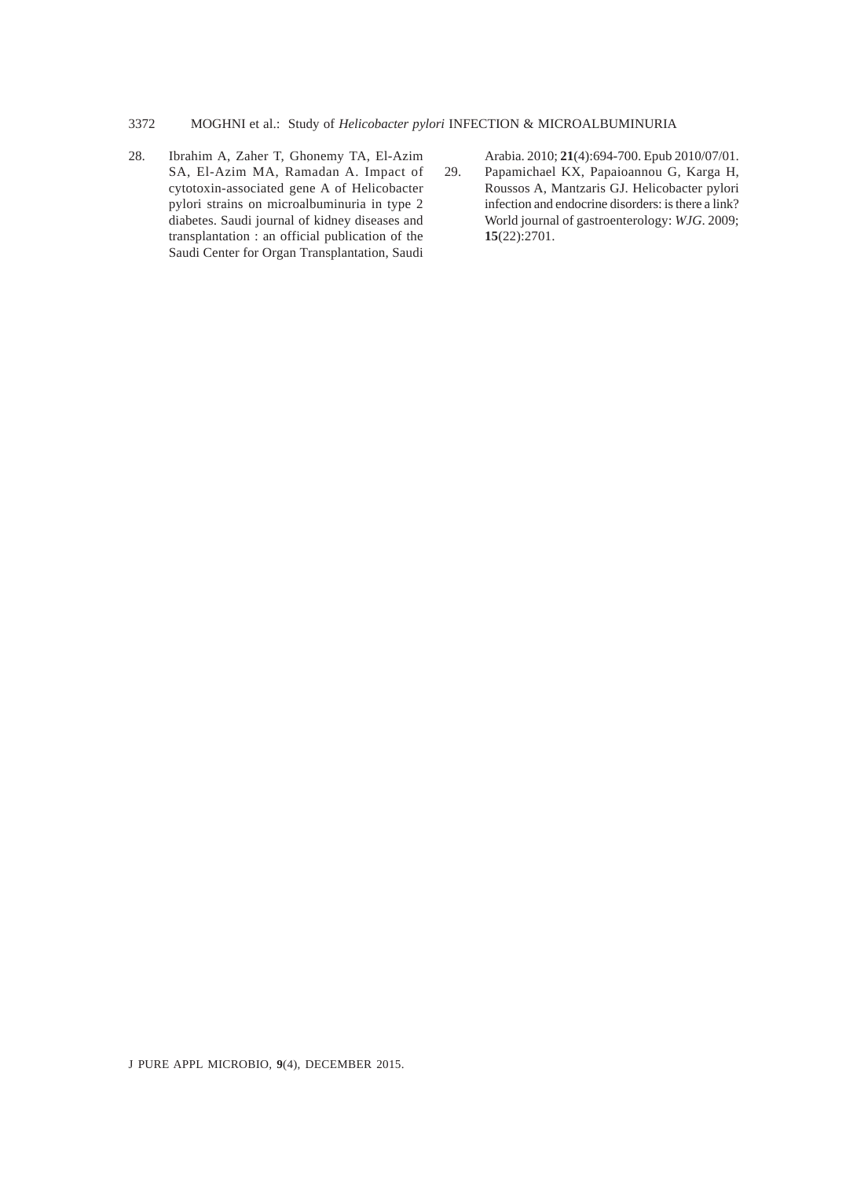28. Ibrahim A, Zaher T, Ghonemy TA, El-Azim SA, El-Azim MA, Ramadan A. Impact of cytotoxin-associated gene A of Helicobacter pylori strains on microalbuminuria in type 2 diabetes. Saudi journal of kidney diseases and transplantation : an official publication of the Saudi Center for Organ Transplantation, Saudi Arabia. 2010; **21**(4):694-700. Epub 2010/07/01.
29. Papamichael KX, Papaioannou G, Karga H, Roussos A, Mantzaris GJ. Helicobacter pylori infection and endocrine disorders: is there a link? World journal of gastroenterology: *WJG*. 2009; **15**(22):2701.